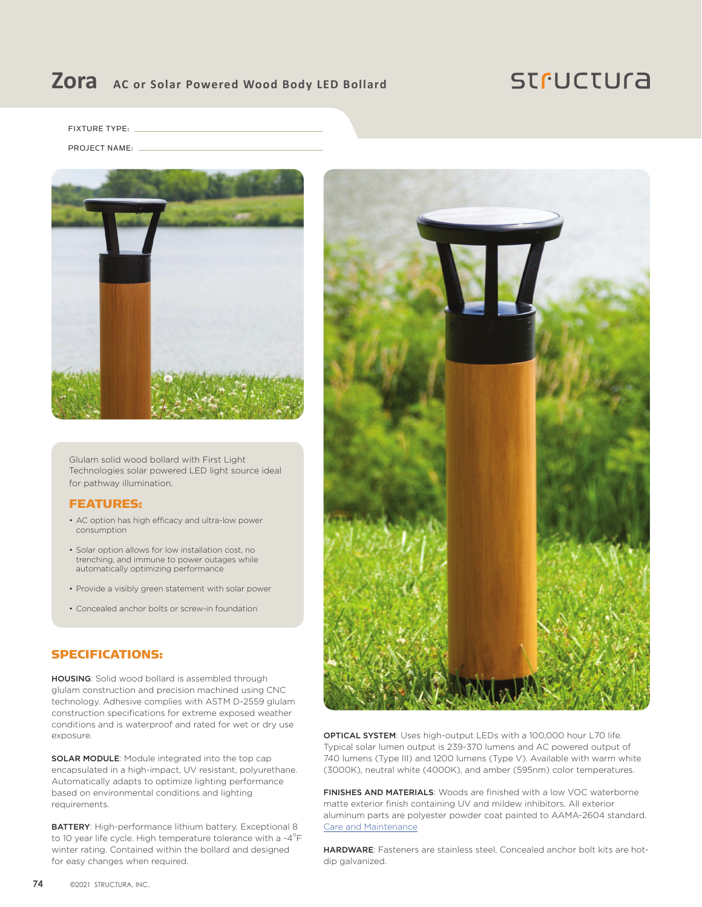# Zora AC or Solar Powered Wood Body LED Bollard

structura

FIXTURE TYPE: ______________________

PROJECT NAME: ______________________

Glulam solid wood bollard with First Light Technologies solar powered LED light source ideal for pathway illumination.

## FEATURES:

- AC option has high efficacy and ultra-low power consumption
- Solar option allows for low installation cost, no trenching, and immune to power outages while automatically optimizing performance
- Provide a visibly green statement with solar power
- Concealed anchor bolts or screw-in foundation

## SPECIFICATIONS:

**HOUSING**: Solid wood bollard is assembled through glulam construction and precision machined using CNC technology. Adhesive complies with ASTM D-2559 glulam construction specifications for extreme exposed weather conditions and is waterproof and rated for wet or dry use exposure.

**SOLAR MODULE**: Module integrated into the top cap encapsulated in a high-impact, UV resistant, polyurethane. Automatically adapts to optimize lighting performance based on environmental conditions and lighting requirements.

**BATTERY**: High-performance lithium battery. Exceptional 8 to 10 year life cycle. High temperature tolerance with a -4°F winter rating. Contained within the bollard and designed for easy changes when required.

**OPTICAL SYSTEM**: Uses high-output LEDs with a 100,000 hour L70 life. Typical solar lumen output is 239-370 lumens and AC powered output of 740 lumens (Type III) and 1200 lumens (Type V). Available with warm white (3000K), neutral white (4000K), and amber (595nm) color temperatures.

**FINISHES AND MATERIALS**: Woods are finished with a low VOC waterborne matte exterior finish containing UV and mildew inhibitors. All exterior aluminum parts are polyester powder coat painted to AAMA-2604 standard. Care and Maintenance

**HARDWARE**: Fasteners are stainless steel. Concealed anchor bolt kits are hot-dip galvanized.

©2021 STRUCTURA, INC.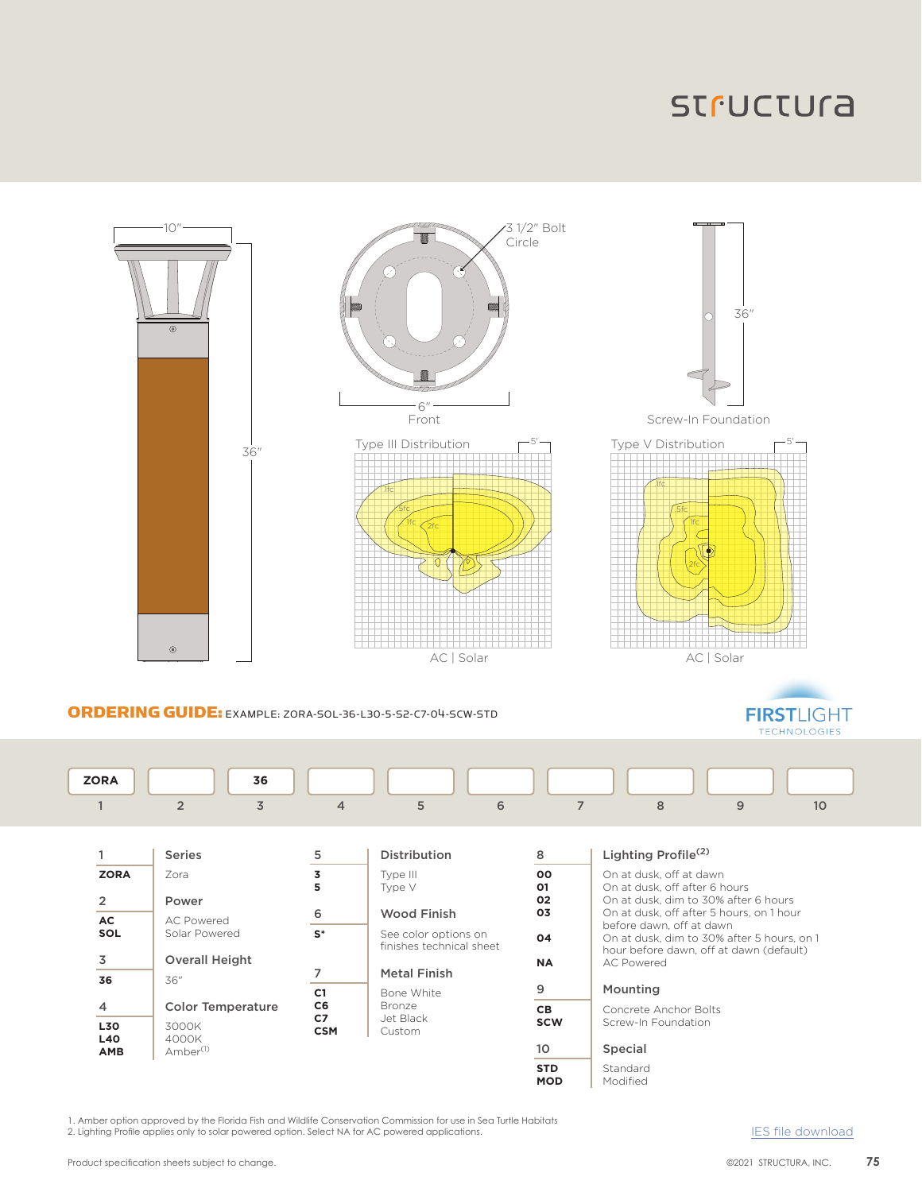structura

10"

36"

3 1/2" Bolt Circle

6"

Front

36"

Screw-In Foundation

Type III Distribution

5'

1fc

.5fc

1fc

2fc

AC | Solar

Type V Distribution

5'

1fc

.5fc

1fc

2fc

AC | Solar

## ORDERING GUIDE: EXAMPLE: ZORA-SOL-36-L30-5-S2-C7-04-SCW-STD

FIRSTLIGHT TECHNOLOGIES

| ZORA | | 36 | | | | | | | |
|---|---|---|---|---|---|---|---|---|---|
| 1 | 2 | 3 | 4 | 5 | 6 | 7 | 8 | 9 | 10 |

| 1 | Series |
|---|---|
| ZORA | Zora |
| **2** | **Power** |
| AC | AC Powered |
| SOL | Solar Powered |
| **3** | **Overall Height** |
| 36 | 36" |
| **4** | **Color Temperature** |
| L30 | 3000K |
| L40 | 4000K |
| AMB | Amber[1] |

| 5 | Distribution |
|---|---|
| 3 | Type III |
| 5 | Type V |
| **6** | **Wood Finish** |
| S* | See color options on finishes technical sheet |
| **7** | **Metal Finish** |
| C1 | Bone White |
| C6 | Bronze |
| C7 | Jet Black |
| CSM | Custom |

| 8 | Lighting Profile[2] |
|---|---|
| 00 | On at dusk, off at dawn |
| 01 | On at dusk, off after 6 hours |
| 02 | On at dusk, dim to 30% after 6 hours |
| 03 | On at dusk, off after 5 hours, on 1 hour before dawn, off at dawn |
| 04 | On at dusk, dim to 30% after 5 hours, on 1 hour before dawn, off at dawn (default) |
| NA | AC Powered |
| **9** | **Mounting** |
| CB | Concrete Anchor Bolts |
| SCW | Screw-In Foundation |
| **10** | **Special** |
| STD | Standard |
| MOD | Modified |

1. Amber option approved by the Florida Fish and Wildlife Conservation Commission for use in Sea Turtle Habitats
2. Lighting Profile applies only to solar powered option. Select NA for AC powered applications.

IES file download

Product specification sheets subject to change.

©2021 STRUCTURA, INC.